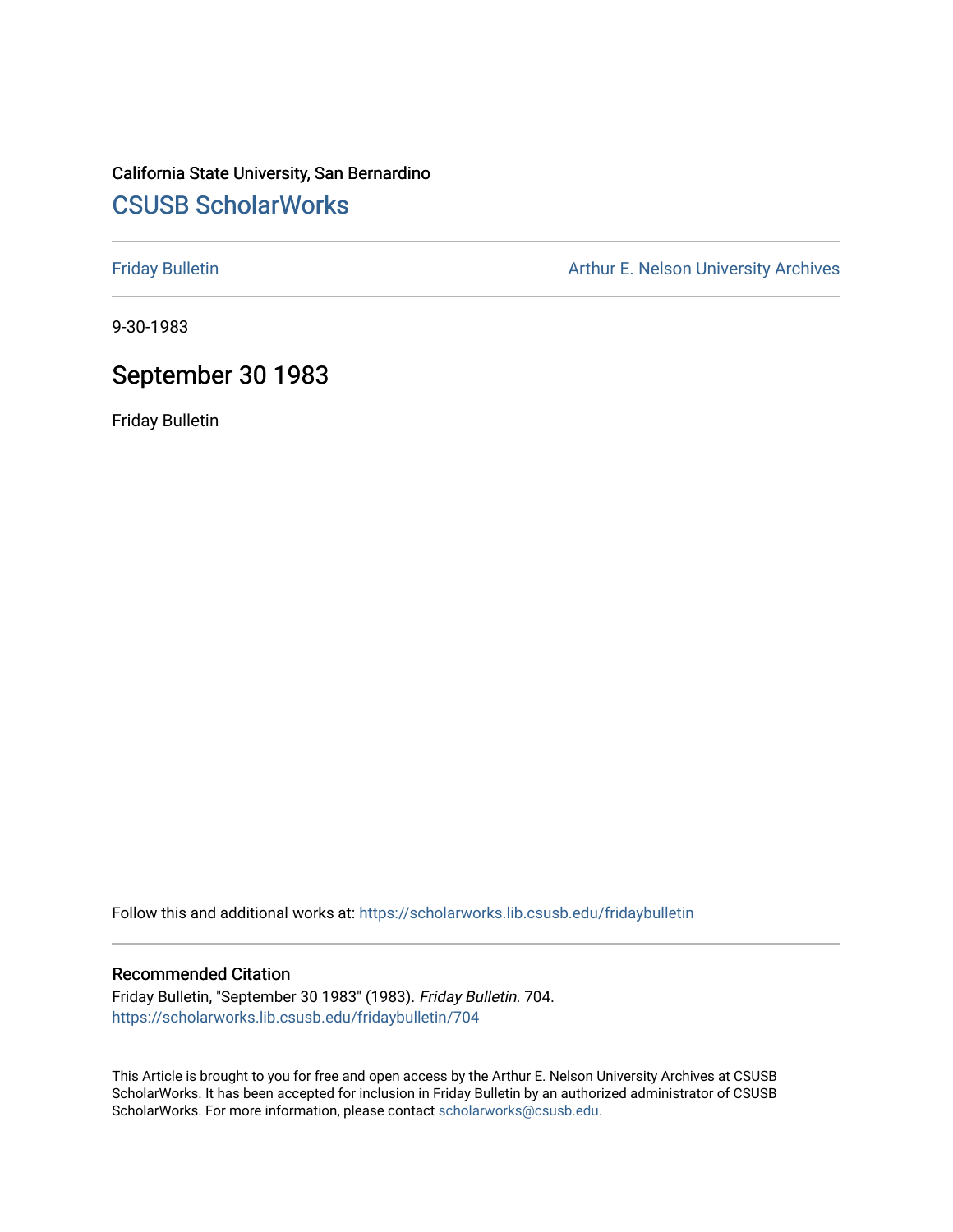California State University, San Bernardino

## CSUSB ScholarWorks

Friday Bulletin

Arthur E. Nelson University Archives

9-30-1983

# September 30 1983

Friday Bulletin

Follow this and additional works at: https://scholarworks.lib.csusb.edu/fridaybulletin

### Recommended Citation

Friday Bulletin, "September 30 1983" (1983). *Friday Bulletin*. 704.
https://scholarworks.lib.csusb.edu/fridaybulletin/704

This Article is brought to you for free and open access by the Arthur E. Nelson University Archives at CSUSB ScholarWorks. It has been accepted for inclusion in Friday Bulletin by an authorized administrator of CSUSB ScholarWorks. For more information, please contact scholarworks@csusb.edu.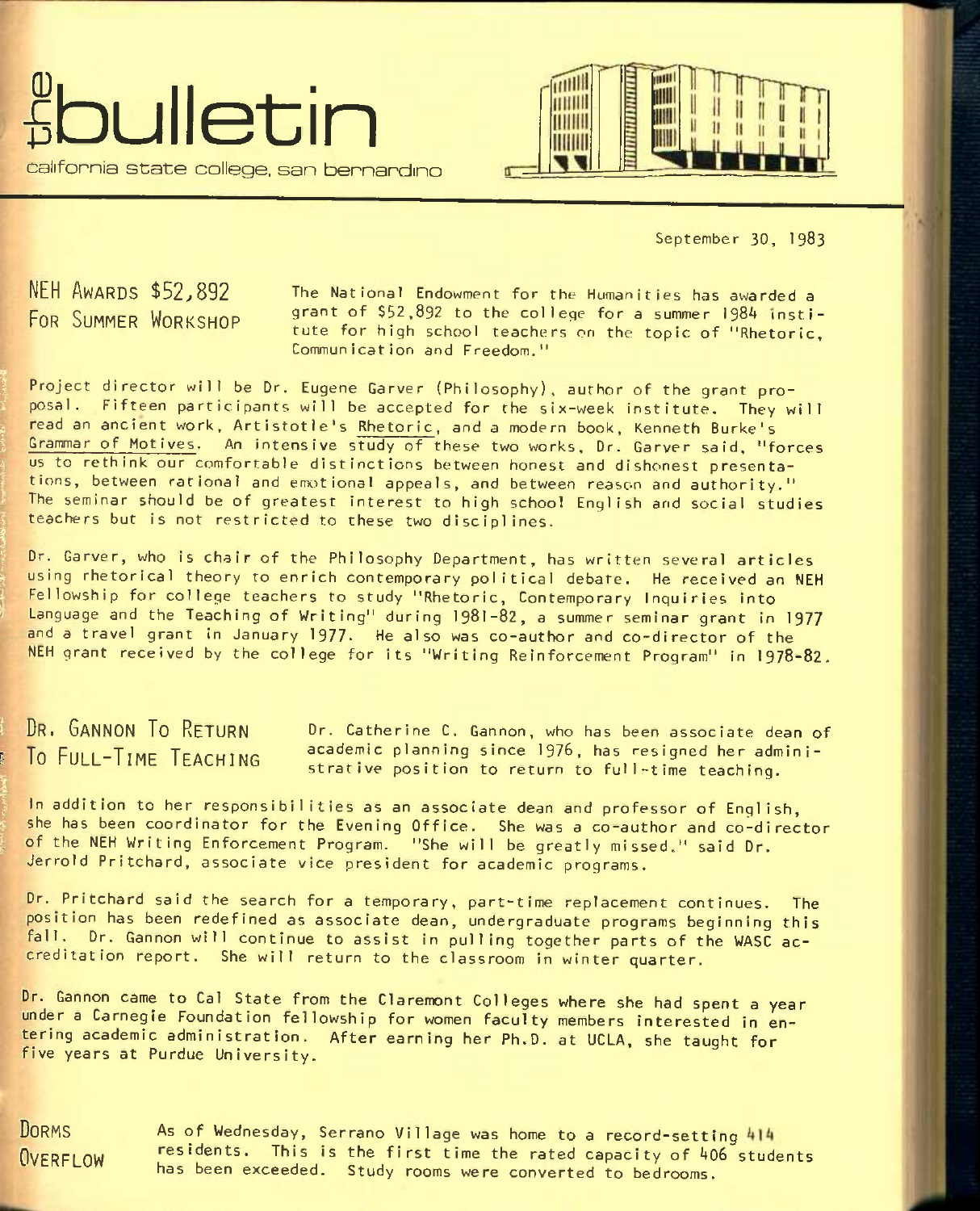# the bulletin

california state college, san bernardino

September 30, 1983

## NEH Awards $52,892 For Summer Workshop

The National Endowment for the Humanities has awarded a grant of $52,892 to the college for a summer 1984 institute for high school teachers on the topic of "Rhetoric, Communication and Freedom."

Project director will be Dr. Eugene Garver (Philosophy), author of the grant proposal. Fifteen participants will be accepted for the six-week institute. They will read an ancient work, Artistotle's Rhetoric, and a modern book, Kenneth Burke's Grammar of Motives. An intensive study of these two works, Dr. Garver said, "forces us to rethink our comfortable distinctions between honest and dishonest presentations, between rational and emotional appeals, and between reason and authority." The seminar should be of greatest interest to high school English and social studies teachers but is not restricted to these two disciplines.

Dr. Garver, who is chair of the Philosophy Department, has written several articles using rhetorical theory to enrich contemporary political debate. He received an NEH Fellowship for college teachers to study "Rhetoric, Contemporary Inquiries into Language and the Teaching of Writing" during 1981-82, a summer seminar grant in 1977 and a travel grant in January 1977. He also was co-author and co-director of the NEH grant received by the college for its "Writing Reinforcement Program" in 1978-82.

## Dr. Gannon To Return To Full-Time Teaching

Dr. Catherine C. Gannon, who has been associate dean of academic planning since 1976, has resigned her administrative position to return to full-time teaching.

In addition to her responsibilities as an associate dean and professor of English, she has been coordinator for the Evening Office. She was a co-author and co-director of the NEH Writing Enforcement Program. "She will be greatly missed," said Dr. Jerrold Pritchard, associate vice president for academic programs.

Dr. Pritchard said the search for a temporary, part-time replacement continues. The position has been redefined as associate dean, undergraduate programs beginning this fall. Dr. Gannon will continue to assist in pulling together parts of the WASC accreditation report. She will return to the classroom in winter quarter.

Dr. Gannon came to Cal State from the Claremont Colleges where she had spent a year under a Carnegie Foundation fellowship for women faculty members interested in entering academic administration. After earning her Ph.D. at UCLA, she taught for five years at Purdue University.

## Dorms Overflow

As of Wednesday, Serrano Village was home to a record-setting 414 residents. This is the first time the rated capacity of 406 students has been exceeded. Study rooms were converted to bedrooms.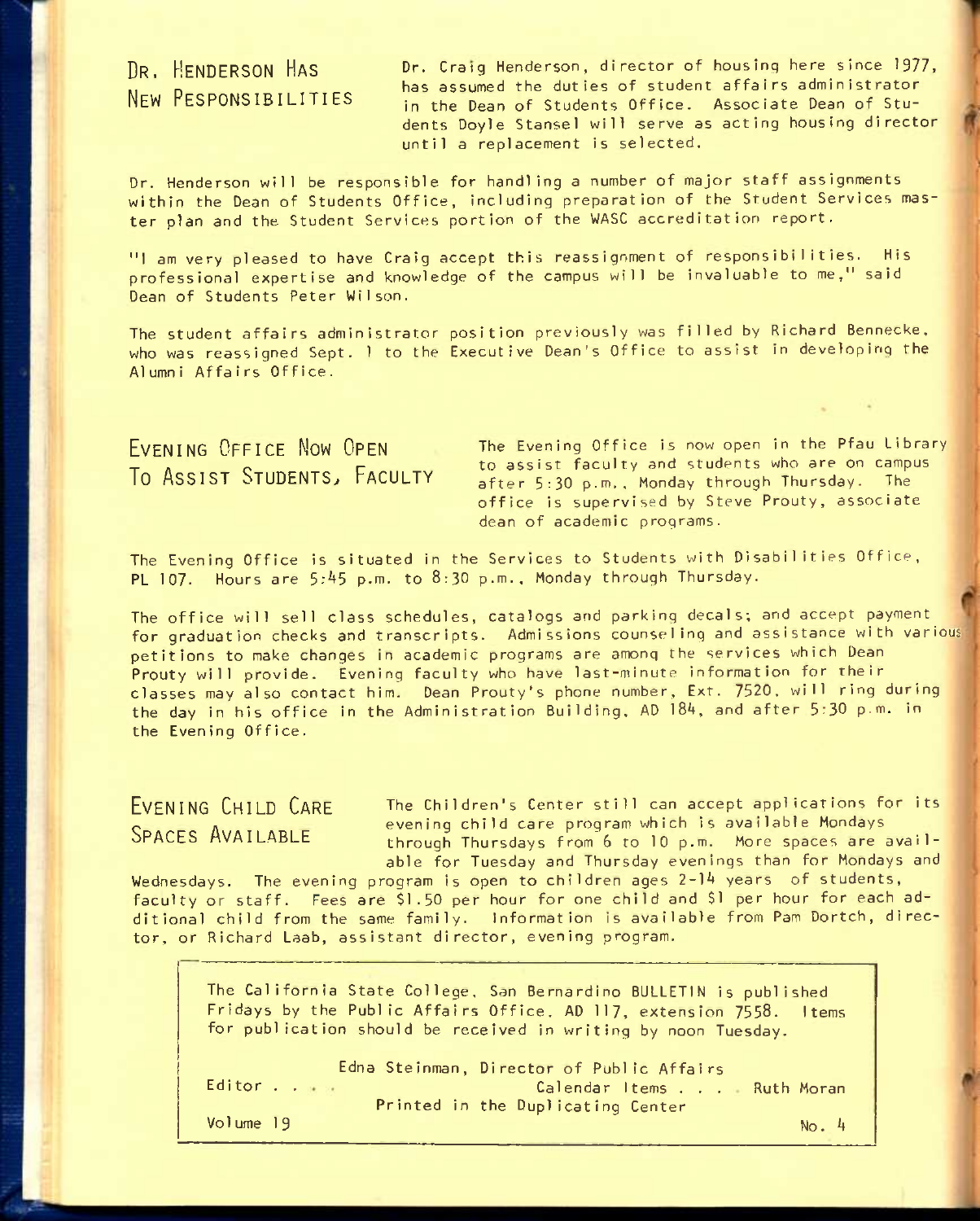## Dr. Henderson Has New Responsibilities

Dr. Craig Henderson, director of housing here since 1977, has assumed the duties of student affairs administrator in the Dean of Students Office. Associate Dean of Students Doyle Stansel will serve as acting housing director until a replacement is selected.

Dr. Henderson will be responsible for handling a number of major staff assignments within the Dean of Students Office, including preparation of the Student Services master plan and the Student Services portion of the WASC accreditation report.

"I am very pleased to have Craig accept this reassignment of responsibilities. His professional expertise and knowledge of the campus will be invaluable to me," said Dean of Students Peter Wilson.

The student affairs administrator position previously was filled by Richard Bennecke, who was reassigned Sept. 1 to the Executive Dean's Office to assist in developing the Alumni Affairs Office.

## Evening Office Now Open To Assist Students, Faculty

The Evening Office is now open in the Pfau Library to assist faculty and students who are on campus after 5:30 p.m., Monday through Thursday. The office is supervised by Steve Prouty, associate dean of academic programs.

The Evening Office is situated in the Services to Students with Disabilities Office, PL 107. Hours are 5:45 p.m. to 8:30 p.m., Monday through Thursday.

The office will sell class schedules, catalogs and parking decals; and accept payment for graduation checks and transcripts. Admissions counseling and assistance with various petitions to make changes in academic programs are among the services which Dean Prouty will provide. Evening faculty who have last-minute information for their classes may also contact him. Dean Prouty's phone number, Ext. 7520, will ring during the day in his office in the Administration Building, AD 184, and after 5:30 p.m. in the Evening Office.

## Evening Child Care Spaces Available

The Children's Center still can accept applications for its evening child care program which is available Mondays through Thursdays from 6 to 10 p.m. More spaces are available for Tuesday and Thursday evenings than for Mondays and Wednesdays. The evening program is open to children ages 2-14 years of students, faculty or staff. Fees are $1.50 per hour for one child and $1 per hour for each additional child from the same family. Information is available from Pam Dortch, director, or Richard Laab, assistant director, evening program.

---

The California State College, San Bernardino BULLETIN is published Fridays by the Public Affairs Office, AD 117, extension 7558. Items for publication should be received in writing by noon Tuesday.

Edna Steinman, Director of Public Affairs

Editor . . . . Calendar Items . . . . Ruth Moran

Printed in the Duplicating Center

Volume 19 No. 4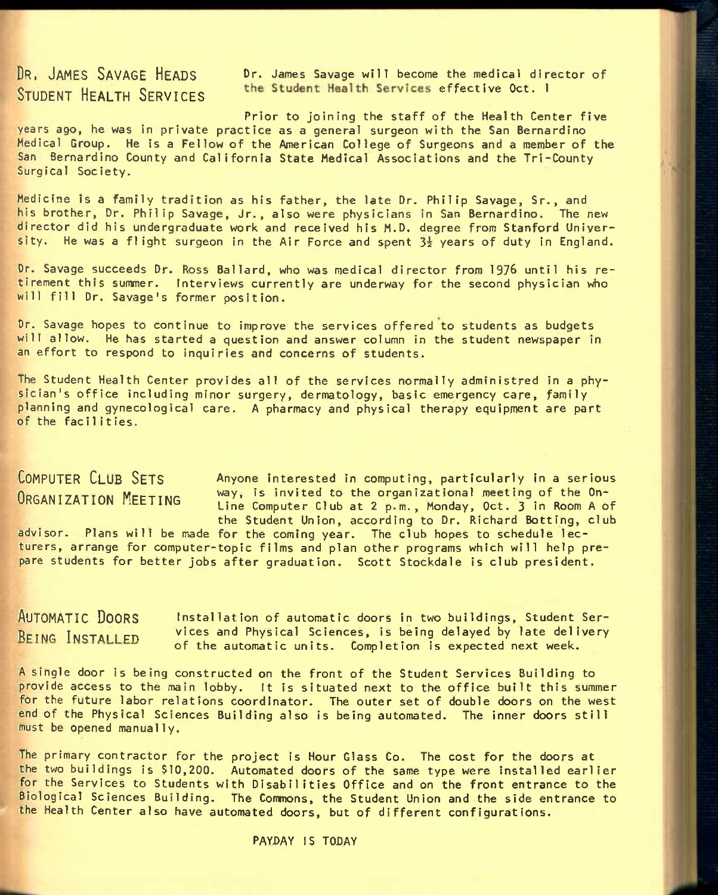## DR. JAMES SAVAGE HEADS STUDENT HEALTH SERVICES

Dr. James Savage will become the medical director of the Student Health Services effective Oct. 1

Prior to joining the staff of the Health Center five years ago, he was in private practice as a general surgeon with the San Bernardino Medical Group. He is a Fellow of the American College of Surgeons and a member of the San Bernardino County and California State Medical Associations and the Tri-County Surgical Society.

Medicine is a family tradition as his father, the late Dr. Philip Savage, Sr., and his brother, Dr. Philip Savage, Jr., also were physicians in San Bernardino. The new director did his undergraduate work and received his M.D. degree from Stanford University. He was a flight surgeon in the Air Force and spent 3½ years of duty in England.

Dr. Savage succeeds Dr. Ross Ballard, who was medical director from 1976 until his retirement this summer. Interviews currently are underway for the second physician who will fill Dr. Savage's former position.

Dr. Savage hopes to continue to improve the services offered to students as budgets will allow. He has started a question and answer column in the student newspaper in an effort to respond to inquiries and concerns of students.

The Student Health Center provides all of the services normally administred in a physician's office including minor surgery, dermatology, basic emergency care, family planning and gynecological care. A pharmacy and physical therapy equipment are part of the facilities.

## COMPUTER CLUB SETS ORGANIZATION MEETING

Anyone interested in computing, particularly in a serious way, is invited to the organizational meeting of the On-Line Computer Club at 2 p.m., Monday, Oct. 3 in Room A of the Student Union, according to Dr. Richard Botting, club advisor. Plans will be made for the coming year. The club hopes to schedule lecturers, arrange for computer-topic films and plan other programs which will help prepare students for better jobs after graduation. Scott Stockdale is club president.

## AUTOMATIC DOORS BEING INSTALLED

Installation of automatic doors in two buildings, Student Services and Physical Sciences, is being delayed by late delivery of the automatic units. Completion is expected next week.

A single door is being constructed on the front of the Student Services Building to provide access to the main lobby. It is situated next to the office built this summer for the future labor relations coordinator. The outer set of double doors on the west end of the Physical Sciences Building also is being automated. The inner doors still must be opened manually.

The primary contractor for the project is Hour Glass Co. The cost for the doors at the two buildings is $10,200. Automated doors of the same type were installed earlier for the Services to Students with Disabilities Office and on the front entrance to the Biological Sciences Building. The Commons, the Student Union and the side entrance to the Health Center also have automated doors, but of different configurations.

PAYDAY IS TODAY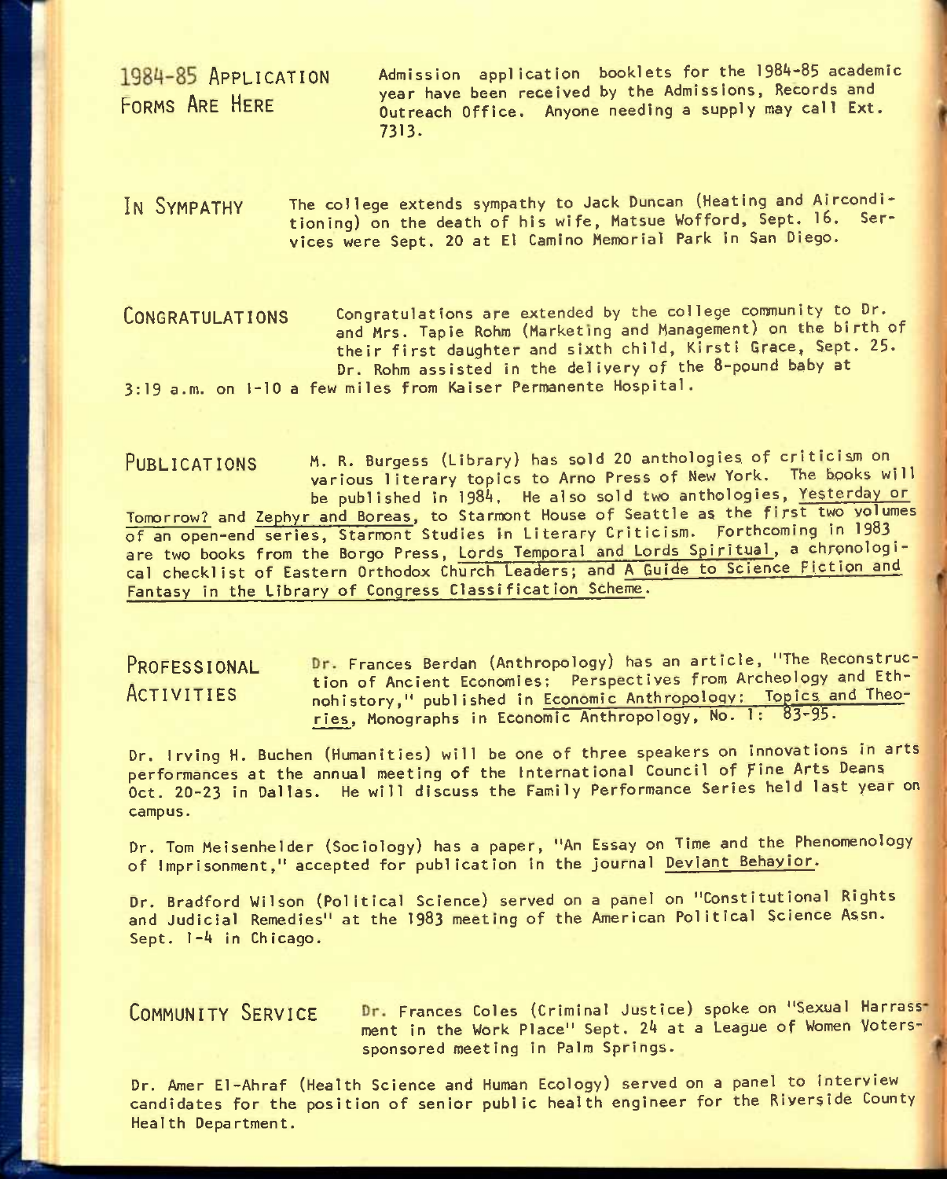## 1984-85 APPLICATION FORMS ARE HERE

Admission application booklets for the 1984-85 academic year have been received by the Admissions, Records and Outreach Office. Anyone needing a supply may call Ext. 7313.

## IN SYMPATHY

The college extends sympathy to Jack Duncan (Heating and Airconditioning) on the death of his wife, Matsue Wofford, Sept. 16. Services were Sept. 20 at El Camino Memorial Park in San Diego.

## CONGRATULATIONS

Congratulations are extended by the college community to Dr. and Mrs. Tapie Rohm (Marketing and Management) on the birth of their first daughter and sixth child, Kirsti Grace, Sept. 25. Dr. Rohm assisted in the delivery of the 8-pound baby at 3:19 a.m. on I-10 a few miles from Kaiser Permanente Hospital.

## PUBLICATIONS

M. R. Burgess (Library) has sold 20 anthologies of criticism on various literary topics to Arno Press of New York. The books will be published in 1984. He also sold two anthologies, Yesterday or Tomorrow? and Zephyr and Boreas, to Starmont House of Seattle as the first two volumes of an open-end series, Starmont Studies in Literary Criticism. Forthcoming in 1983 are two books from the Borgo Press, Lords Temporal and Lords Spiritual, a chronological checklist of Eastern Orthodox Church Leaders; and A Guide to Science Fiction and Fantasy in the Library of Congress Classification Scheme.

## PROFESSIONAL ACTIVITIES

Dr. Frances Berdan (Anthropology) has an article, "The Reconstruction of Ancient Economies: Perspectives from Archeology and Ethnohistory," published in Economic Anthropology: Topics and Theories, Monographs in Economic Anthropology, No. 1: 83-95.

Dr. Irving H. Buchen (Humanities) will be one of three speakers on innovations in arts performances at the annual meeting of the International Council of Fine Arts Deans Oct. 20-23 in Dallas. He will discuss the Family Performance Series held last year on campus.

Dr. Tom Meisenhelder (Sociology) has a paper, "An Essay on Time and the Phenomenology of Imprisonment," accepted for publication in the journal Deviant Behavior.

Dr. Bradford Wilson (Political Science) served on a panel on "Constitutional Rights and Judicial Remedies" at the 1983 meeting of the American Political Science Assn. Sept. 1-4 in Chicago.

## COMMUNITY SERVICE

Dr. Frances Coles (Criminal Justice) spoke on "Sexual Harrassment in the Work Place" Sept. 24 at a League of Women Voters-sponsored meeting in Palm Springs.

Dr. Amer El-Ahraf (Health Science and Human Ecology) served on a panel to interview candidates for the position of senior public health engineer for the Riverside County Health Department.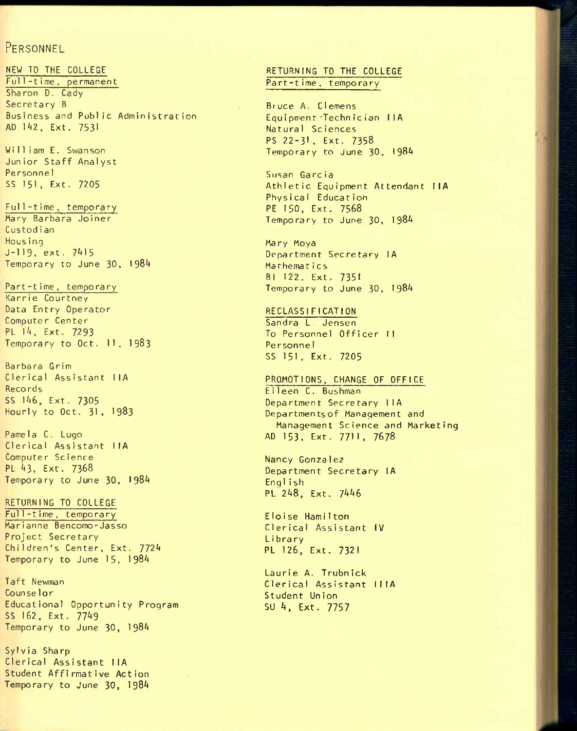## Personnel

### NEW TO THE COLLEGE

#### Full-time, permanent

Sharon D. Cady
Secretary B
Business and Public Administration
AD 142, Ext. 7531

William E. Swanson
Junior Staff Analyst
Personnel
SS 151, Ext. 7205

#### Full-time, temporary

Mary Barbara Joiner
Custodian
Housing
J-119, ext. 7415
Temporary to June 30, 1984

#### Part-time, temporary

Karrie Courtney
Data Entry Operator
Computer Center
PL 14, Ext. 7293
Temporary to Oct. 11, 1983

Barbara Grim
Clerical Assistant IIA
Records
SS 146, Ext. 7305
Hourly to Oct. 31, 1983

Pamela C. Lugo
Clerical Assistant IIA
Computer Science
PL 43, Ext. 7368
Temporary to June 30, 1984

### RETURNING TO COLLEGE

#### Full-time, temporary

Marianne Bencomo-Jasso
Project Secretary
Children's Center, Ext. 7724
Temporary to June 15, 1984

Taft Newman
Counselor
Educational Opportunity Program
SS 162, Ext. 7749
Temporary to June 30, 1984

Sylvia Sharp
Clerical Assistant IIA
Student Affirmative Action
Temporary to June 30, 1984

### RETURNING TO THE COLLEGE

#### Part-time, temporary

Bruce A. Clemens
Equipment Technician IIA
Natural Sciences
PS 22-31, Ext. 7358
Temporary to June 30, 1984

Susan Garcia
Athletic Equipment Attendant IIA
Physical Education
PE 150, Ext. 7568
Temporary to June 30, 1984

Mary Moya
Department Secretary IA
Mathematics
BI 122, Ext. 7351
Temporary to June 30, 1984

### RECLASSIFICATION

Sandra L. Jensen
To Personnel Officer II
Personnel
SS 151, Ext. 7205

### PROMOTIONS, CHANGE OF OFFICE

Eileen C. Bushman
Department Secretary IIA
Departments of Management and Management Science and Marketing
AD 153, Ext. 7711, 7678

Nancy Gonzalez
Department Secretary IA
English
PL 248, Ext. 7446

Eloise Hamilton
Clerical Assistant IV
Library
PL 126, Ext. 7321

Laurie A. Trubnick
Clerical Assistant IIIA
Student Union
SU 4, Ext. 7757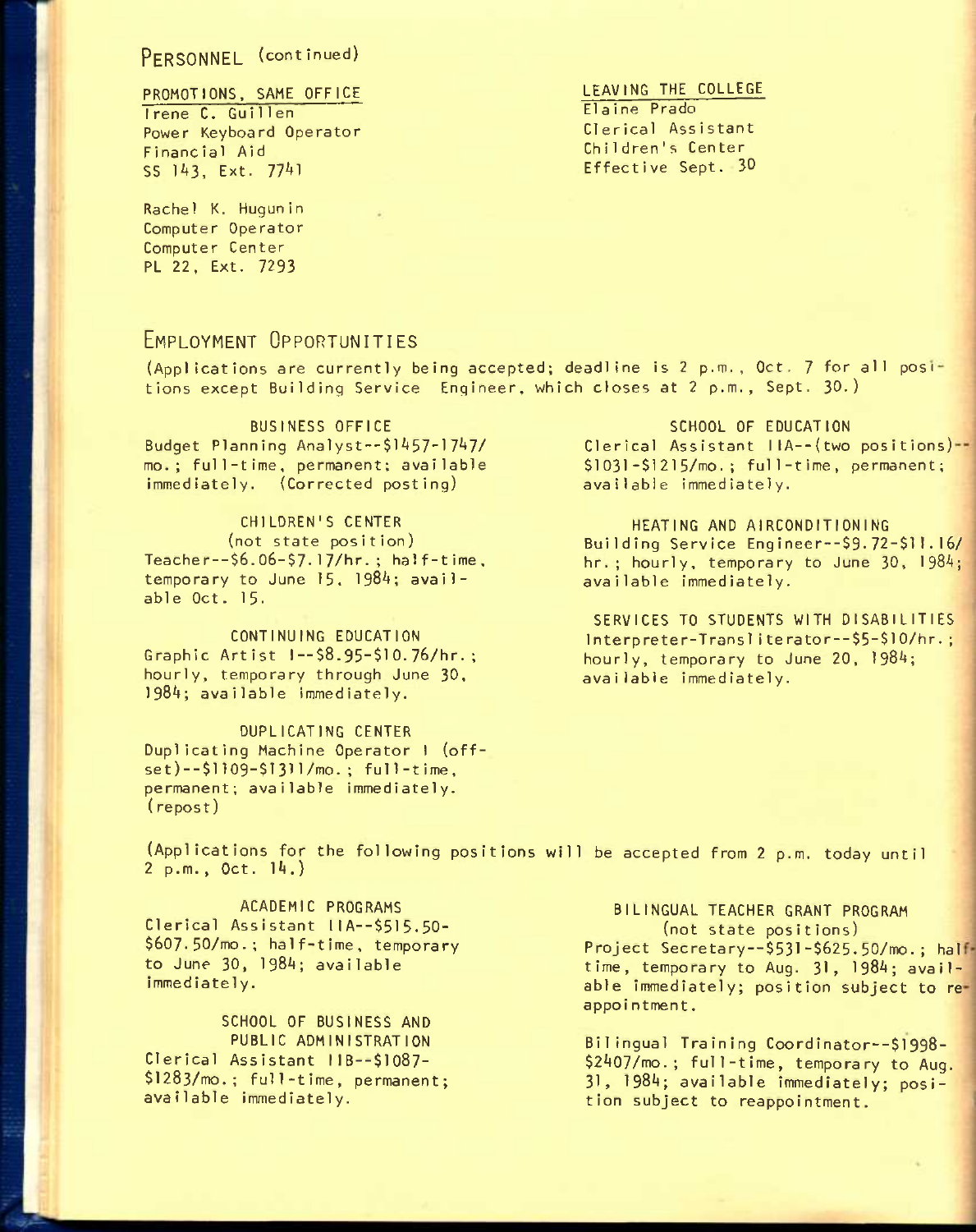## PERSONNEL (continued)

### PROMOTIONS, SAME OFFICE

Irene C. Guillen
Power Keyboard Operator
Financial Aid
SS 143, Ext. 7741

Rachel K. Hugunin
Computer Operator
Computer Center
PL 22, Ext. 7293

### LEAVING THE COLLEGE

Elaine Prado
Clerical Assistant
Children's Center
Effective Sept. 30

## EMPLOYMENT OPPORTUNITIES

(Applications are currently being accepted; deadline is 2 p.m., Oct. 7 for all positions except Building Service Engineer, which closes at 2 p.m., Sept. 30.)

BUSINESS OFFICE
Budget Planning Analyst--$1457-1747/mo.; full-time, permanent; available immediately. (Corrected posting)

CHILDREN'S CENTER
(not state position)
Teacher--$6.06-$7.17/hr.; half-time, temporary to June 15, 1984; available Oct. 15.

CONTINUING EDUCATION
Graphic Artist I--$8.95-$10.76/hr.; hourly, temporary through June 30, 1984; available immediately.

DUPLICATING CENTER
Duplicating Machine Operator I (offset)--$1109-$1311/mo.; full-time, permanent; available immediately. (repost)

SCHOOL OF EDUCATION
Clerical Assistant IIA--(two positions)--$1031-$1215/mo.; full-time, permanent; available immediately.

HEATING AND AIRCONDITIONING
Building Service Engineer--$9.72-$11.16/hr.; hourly, temporary to June 30, 1984; available immediately.

SERVICES TO STUDENTS WITH DISABILITIES
Interpreter-Transliterator--$5-$10/hr.; hourly, temporary to June 20, 1984; available immediately.

(Applications for the following positions will be accepted from 2 p.m. today until 2 p.m., Oct. 14.)

ACADEMIC PROGRAMS
Clerical Assistant IIA--$515.50-$607.50/mo.; half-time, temporary to June 30, 1984; available immediately.

SCHOOL OF BUSINESS AND PUBLIC ADMINISTRATION
Clerical Assistant IIB--$1087-$1283/mo.; full-time, permanent; available immediately.

BILINGUAL TEACHER GRANT PROGRAM
(not state positions)
Project Secretary--$531-$625.50/mo.; half-time, temporary to Aug. 31, 1984; available immediately; position subject to reappointment.

Bilingual Training Coordinator--$1998-$2407/mo.; full-time, temporary to Aug. 31, 1984; available immediately; position subject to reappointment.